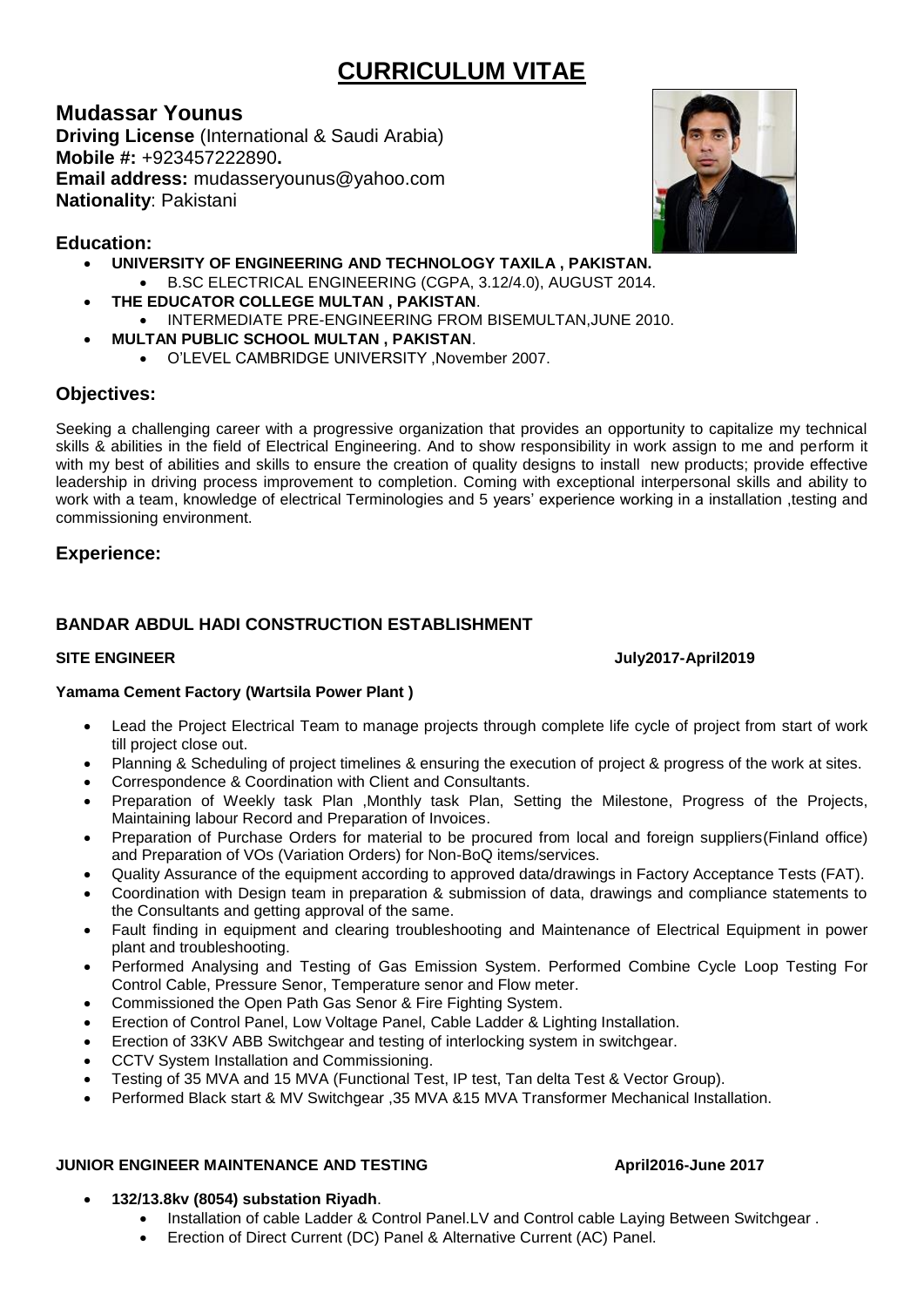# CURRICULUM VITAE

## Mudassar Younus

**Driving License** (International & Saudi Arabia)
**Mobile #:** +923457222890**.**
**Email address:** mudasseryounus@yahoo.com
**Nationality**: Pakistani

## Education:

- **UNIVERSITY OF ENGINEERING AND TECHNOLOGY TAXILA , PAKISTAN.**
  - B.SC ELECTRICAL ENGINEERING (CGPA, 3.12/4.0), AUGUST 2014.
- **THE EDUCATOR COLLEGE MULTAN , PAKISTAN**.
  - INTERMEDIATE PRE-ENGINEERING FROM BISEMULTAN,JUNE 2010.
- **MULTAN PUBLIC SCHOOL MULTAN , PAKISTAN**.
  - O'LEVEL CAMBRIDGE UNIVERSITY ,November 2007.

## Objectives:

Seeking a challenging career with a progressive organization that provides an opportunity to capitalize my technical skills & abilities in the field of Electrical Engineering. And to show responsibility in work assign to me and perform it with my best of abilities and skills to ensure the creation of quality designs to install new products; provide effective leadership in driving process improvement to completion. Coming with exceptional interpersonal skills and ability to work with a team, knowledge of electrical Terminologies and 5 years' experience working in a installation ,testing and commissioning environment.

## Experience:

### BANDAR ABDUL HADI CONSTRUCTION ESTABLISHMENT

**SITE ENGINEER** **July2017-April2019**

**Yamama Cement Factory (Wartsila Power Plant )**

- Lead the Project Electrical Team to manage projects through complete life cycle of project from start of work till project close out.
- Planning & Scheduling of project timelines & ensuring the execution of project & progress of the work at sites.
- Correspondence & Coordination with Client and Consultants.
- Preparation of Weekly task Plan ,Monthly task Plan, Setting the Milestone, Progress of the Projects, Maintaining labour Record and Preparation of Invoices.
- Preparation of Purchase Orders for material to be procured from local and foreign suppliers(Finland office) and Preparation of VOs (Variation Orders) for Non-BoQ items/services.
- Quality Assurance of the equipment according to approved data/drawings in Factory Acceptance Tests (FAT).
- Coordination with Design team in preparation & submission of data, drawings and compliance statements to the Consultants and getting approval of the same.
- Fault finding in equipment and clearing troubleshooting and Maintenance of Electrical Equipment in power plant and troubleshooting.
- Performed Analysing and Testing of Gas Emission System. Performed Combine Cycle Loop Testing For Control Cable, Pressure Senor, Temperature senor and Flow meter.
- Commissioned the Open Path Gas Senor & Fire Fighting System.
- Erection of Control Panel, Low Voltage Panel, Cable Ladder & Lighting Installation.
- Erection of 33KV ABB Switchgear and testing of interlocking system in switchgear.
- CCTV System Installation and Commissioning.
- Testing of 35 MVA and 15 MVA (Functional Test, IP test, Tan delta Test & Vector Group).
- Performed Black start & MV Switchgear ,35 MVA &15 MVA Transformer Mechanical Installation.

**JUNIOR ENGINEER MAINTENANCE AND TESTING** **April2016-June 2017**

- **132/13.8kv (8054) substation Riyadh**.
  - Installation of cable Ladder & Control Panel.LV and Control cable Laying Between Switchgear .
  - Erection of Direct Current (DC) Panel & Alternative Current (AC) Panel.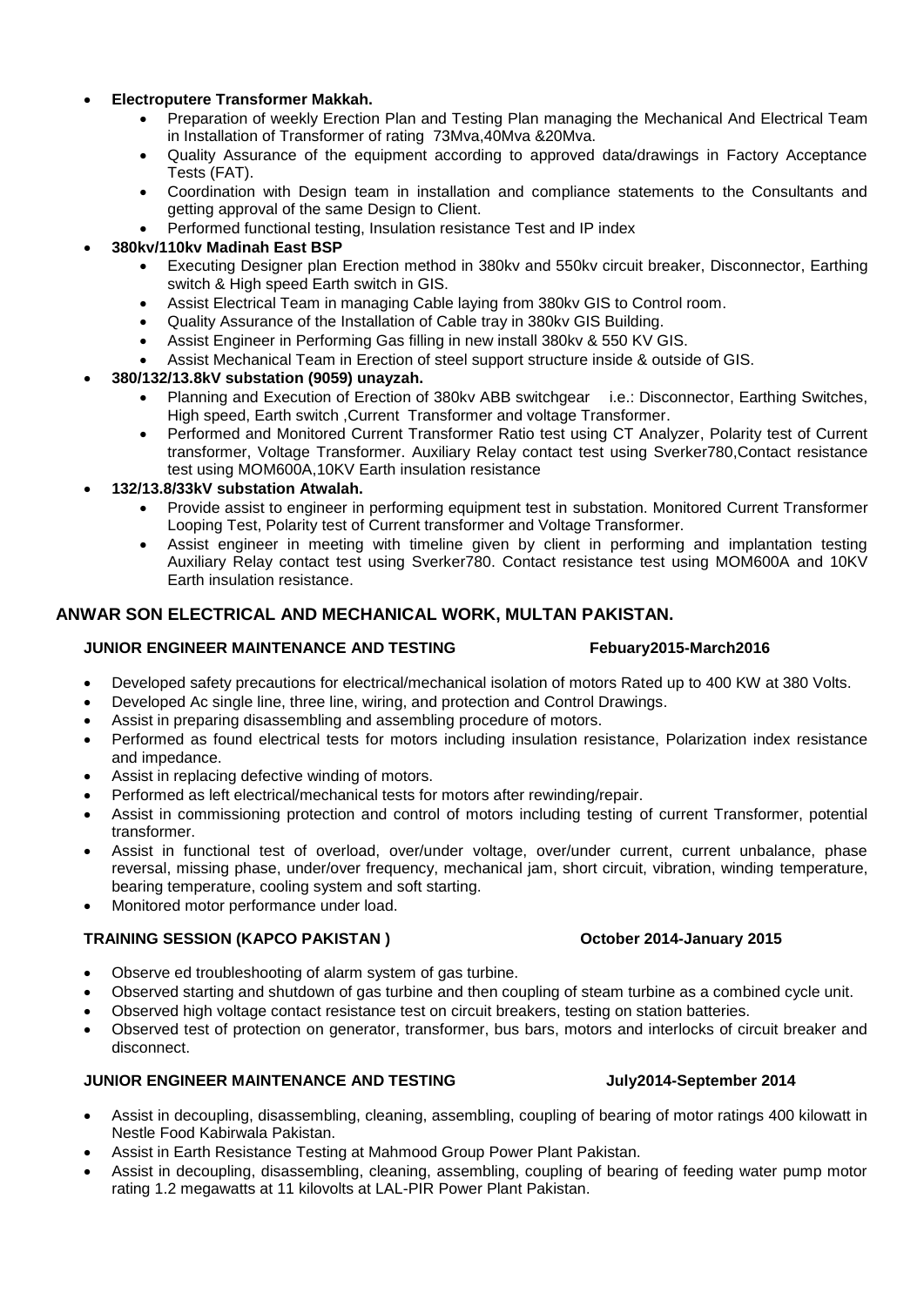- **Electroputere Transformer Makkah.**
    - Preparation of weekly Erection Plan and Testing Plan managing the Mechanical And Electrical Team in Installation of Transformer of rating 73Mva,40Mva &20Mva.
    - Quality Assurance of the equipment according to approved data/drawings in Factory Acceptance Tests (FAT).
    - Coordination with Design team in installation and compliance statements to the Consultants and getting approval of the same Design to Client.
    - Performed functional testing, Insulation resistance Test and IP index
- **380kv/110kv Madinah East BSP**
    - Executing Designer plan Erection method in 380kv and 550kv circuit breaker, Disconnector, Earthing switch & High speed Earth switch in GIS.
    - Assist Electrical Team in managing Cable laying from 380kv GIS to Control room.
    - Quality Assurance of the Installation of Cable tray in 380kv GIS Building.
    - Assist Engineer in Performing Gas filling in new install 380kv & 550 KV GIS.
    - Assist Mechanical Team in Erection of steel support structure inside & outside of GIS.
- **380/132/13.8kV substation (9059) unayzah.**
    - Planning and Execution of Erection of 380kv ABB switchgear i.e.: Disconnector, Earthing Switches, High speed, Earth switch ,Current Transformer and voltage Transformer.
    - Performed and Monitored Current Transformer Ratio test using CT Analyzer, Polarity test of Current transformer, Voltage Transformer. Auxiliary Relay contact test using Sverker780,Contact resistance test using MOM600A,10KV Earth insulation resistance
- **132/13.8/33kV substation Atwalah.**
    - Provide assist to engineer in performing equipment test in substation. Monitored Current Transformer Looping Test, Polarity test of Current transformer and Voltage Transformer.
    - Assist engineer in meeting with timeline given by client in performing and implantation testing Auxiliary Relay contact test using Sverker780. Contact resistance test using MOM600A and 10KV Earth insulation resistance.

## ANWAR SON ELECTRICAL AND MECHANICAL WORK, MULTAN PAKISTAN.

### JUNIOR ENGINEER MAINTENANCE AND TESTING — Febuary2015-March2016

- Developed safety precautions for electrical/mechanical isolation of motors Rated up to 400 KW at 380 Volts.
- Developed Ac single line, three line, wiring, and protection and Control Drawings.
- Assist in preparing disassembling and assembling procedure of motors.
- Performed as found electrical tests for motors including insulation resistance, Polarization index resistance and impedance.
- Assist in replacing defective winding of motors.
- Performed as left electrical/mechanical tests for motors after rewinding/repair.
- Assist in commissioning protection and control of motors including testing of current Transformer, potential transformer.
- Assist in functional test of overload, over/under voltage, over/under current, current unbalance, phase reversal, missing phase, under/over frequency, mechanical jam, short circuit, vibration, winding temperature, bearing temperature, cooling system and soft starting.
- Monitored motor performance under load.

### TRAINING SESSION (KAPCO PAKISTAN ) — October 2014-January 2015

- Observe ed troubleshooting of alarm system of gas turbine.
- Observed starting and shutdown of gas turbine and then coupling of steam turbine as a combined cycle unit.
- Observed high voltage contact resistance test on circuit breakers, testing on station batteries.
- Observed test of protection on generator, transformer, bus bars, motors and interlocks of circuit breaker and disconnect.

### JUNIOR ENGINEER MAINTENANCE AND TESTING — July2014-September 2014

- Assist in decoupling, disassembling, cleaning, assembling, coupling of bearing of motor ratings 400 kilowatt in Nestle Food Kabirwala Pakistan.
- Assist in Earth Resistance Testing at Mahmood Group Power Plant Pakistan.
- Assist in decoupling, disassembling, cleaning, assembling, coupling of bearing of feeding water pump motor rating 1.2 megawatts at 11 kilovolts at LAL-PIR Power Plant Pakistan.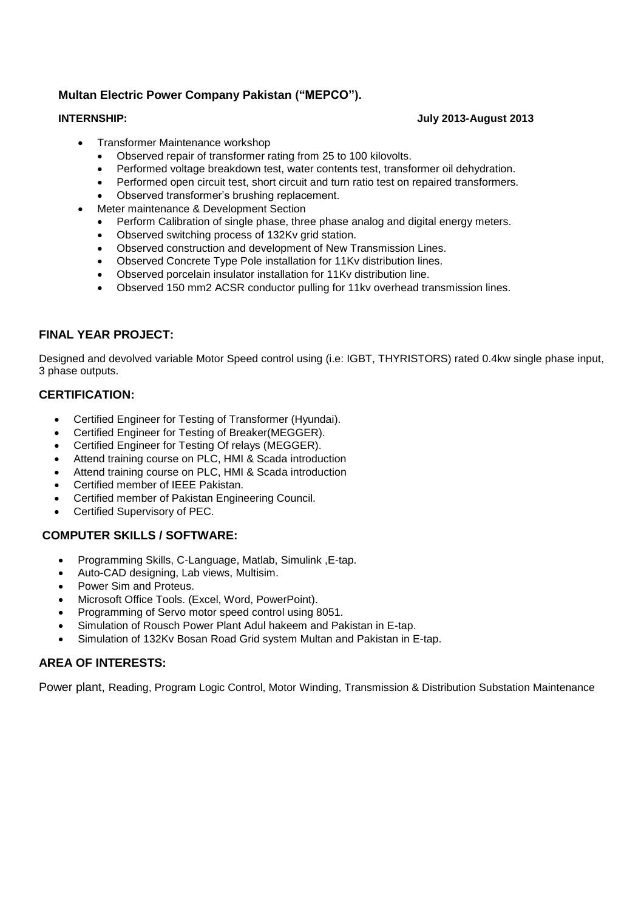### Multan Electric Power Company Pakistan ("MEPCO").

**INTERNSHIP:** **July 2013-August 2013**

- Transformer Maintenance workshop
  - Observed repair of transformer rating from 25 to 100 kilovolts.
  - Performed voltage breakdown test, water contents test, transformer oil dehydration.
  - Performed open circuit test, short circuit and turn ratio test on repaired transformers.
  - Observed transformer's brushing replacement.
- Meter maintenance & Development Section
  - Perform Calibration of single phase, three phase analog and digital energy meters.
  - Observed switching process of 132Kv grid station.
  - Observed construction and development of New Transmission Lines.
  - Observed Concrete Type Pole installation for 11Kv distribution lines.
  - Observed porcelain insulator installation for 11Kv distribution line.
  - Observed 150 mm2 ACSR conductor pulling for 11kv overhead transmission lines.

## FINAL YEAR PROJECT:

Designed and devolved variable Motor Speed control using (i.e: IGBT, THYRISTORS) rated 0.4kw single phase input, 3 phase outputs.

## CERTIFICATION:

- Certified Engineer for Testing of Transformer (Hyundai).
- Certified Engineer for Testing of Breaker(MEGGER).
- Certified Engineer for Testing Of relays (MEGGER).
- Attend training course on PLC, HMI & Scada introduction
- Attend training course on PLC, HMI & Scada introduction
- Certified member of IEEE Pakistan.
- Certified member of Pakistan Engineering Council.
- Certified Supervisory of PEC.

## COMPUTER SKILLS / SOFTWARE:

- Programming Skills, C-Language, Matlab, Simulink ,E-tap.
- Auto-CAD designing, Lab views, Multisim.
- Power Sim and Proteus.
- Microsoft Office Tools. (Excel, Word, PowerPoint).
- Programming of Servo motor speed control using 8051.
- Simulation of Rousch Power Plant Adul hakeem and Pakistan in E-tap.
- Simulation of 132Kv Bosan Road Grid system Multan and Pakistan in E-tap.

## AREA OF INTERESTS:

Power plant, Reading, Program Logic Control, Motor Winding, Transmission & Distribution Substation Maintenance